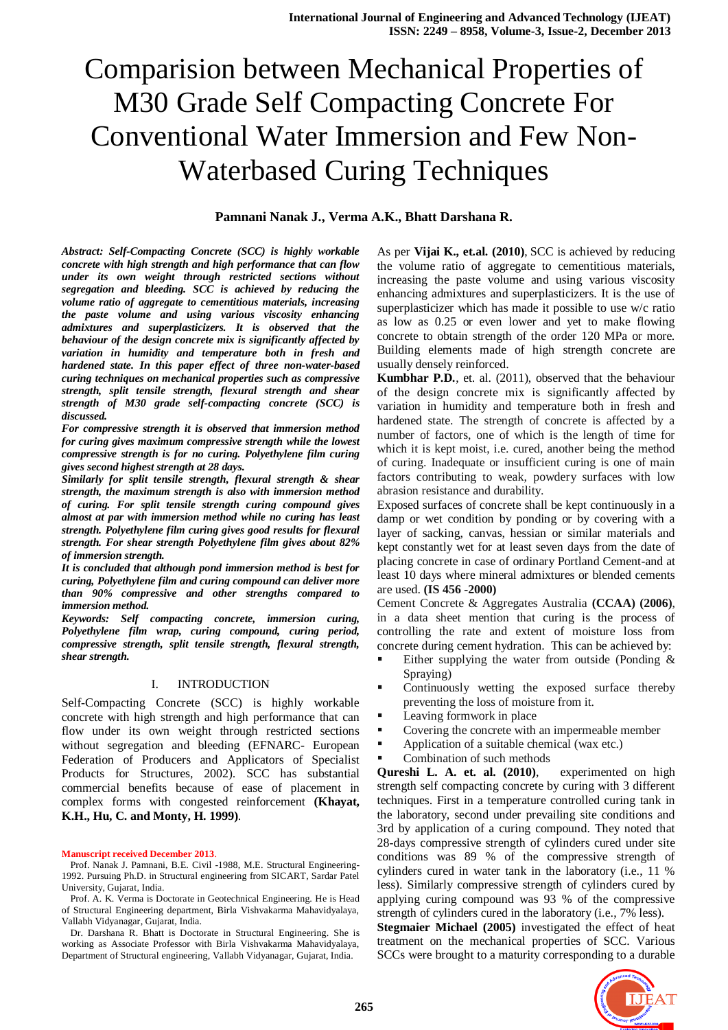# Comparision between Mechanical Properties of M30 Grade Self Compacting Concrete For Conventional Water Immersion and Few Non-Waterbased Curing Techniques

**Pamnani Nanak J., Verma A.K., Bhatt Darshana R.**

***Abstract: Self-Compacting Concrete (SCC) is highly workable concrete with high strength and high performance that can flow under its own weight through restricted sections without segregation and bleeding. SCC is achieved by reducing the volume ratio of aggregate to cementitious materials, increasing the paste volume and using various viscosity enhancing admixtures and superplasticizers. It is observed that the behaviour of the design concrete mix is significantly affected by variation in humidity and temperature both in fresh and hardened state. In this paper effect of three non-water-based curing techniques on mechanical properties such as compressive strength, split tensile strength, flexural strength and shear strength of M30 grade self-compacting concrete (SCC) is discussed.***

***For compressive strength it is observed that immersion method for curing gives maximum compressive strength while the lowest compressive strength is for no curing. Polyethylene film curing gives second highest strength at 28 days.***

***Similarly for split tensile strength, flexural strength & shear strength, the maximum strength is also with immersion method of curing. For split tensile strength curing compound gives almost at par with immersion method while no curing has least strength. Polyethylene film curing gives good results for flexural strength. For shear strength Polyethylene film gives about 82% of immersion strength.***

***It is concluded that although pond immersion method is best for curing, Polyethylene film and curing compound can deliver more than 90% compressive and other strengths compared to immersion method.***

***Keywords: Self compacting concrete, immersion curing, Polyethylene film wrap, curing compound, curing period, compressive strength, split tensile strength, flexural strength, shear strength.***

## I. INTRODUCTION

Self-Compacting Concrete (SCC) is highly workable concrete with high strength and high performance that can flow under its own weight through restricted sections without segregation and bleeding (EFNARC- European Federation of Producers and Applicators of Specialist Products for Structures, 2002). SCC has substantial commercial benefits because of ease of placement in complex forms with congested reinforcement **(Khayat, K.H., Hu, C. and Monty, H. 1999)**.

As per **Vijai K., et.al. (2010)**, SCC is achieved by reducing the volume ratio of aggregate to cementitious materials, increasing the paste volume and using various viscosity enhancing admixtures and superplasticizers. It is the use of superplasticizer which has made it possible to use w/c ratio as low as 0.25 or even lower and yet to make flowing concrete to obtain strength of the order 120 MPa or more. Building elements made of high strength concrete are usually densely reinforced.

**Kumbhar P.D.**, et. al. (2011), observed that the behaviour of the design concrete mix is significantly affected by variation in humidity and temperature both in fresh and hardened state. The strength of concrete is affected by a number of factors, one of which is the length of time for which it is kept moist, i.e. cured, another being the method of curing. Inadequate or insufficient curing is one of main factors contributing to weak, powdery surfaces with low abrasion resistance and durability.

Exposed surfaces of concrete shall be kept continuously in a damp or wet condition by ponding or by covering with a layer of sacking, canvas, hessian or similar materials and kept constantly wet for at least seven days from the date of placing concrete in case of ordinary Portland Cement-and at least 10 days where mineral admixtures or blended cements are used. **(IS 456 -2000)**

Cement Concrete & Aggregates Australia **(CCAA) (2006)**, in a data sheet mention that curing is the process of controlling the rate and extent of moisture loss from concrete during cement hydration. This can be achieved by:

- Either supplying the water from outside (Ponding & Spraying)
- Continuously wetting the exposed surface thereby preventing the loss of moisture from it.
- Leaving formwork in place
- Covering the concrete with an impermeable member
- Application of a suitable chemical (wax etc.)
- Combination of such methods

**Qureshi L. A. et. al. (2010)**, experimented on high strength self compacting concrete by curing with 3 different techniques. First in a temperature controlled curing tank in the laboratory, second under prevailing site conditions and 3rd by application of a curing compound. They noted that 28-days compressive strength of cylinders cured under site conditions was 89 % of the compressive strength of cylinders cured in water tank in the laboratory (i.e., 11 % less). Similarly compressive strength of cylinders cured by applying curing compound was 93 % of the compressive strength of cylinders cured in the laboratory (i.e., 7% less).

**Stegmaier Michael (2005)** investigated the effect of heat treatment on the mechanical properties of SCC. Various SCCs were brought to a maturity corresponding to a durable

**Manuscript received December 2013**.

Prof. Nanak J. Pamnani, B.E. Civil -1988, M.E. Structural Engineering-1992. Pursuing Ph.D. in Structural engineering from SICART, Sardar Patel University, Gujarat, India.

Prof. A. K. Verma is Doctorate in Geotechnical Engineering. He is Head of Structural Engineering department, Birla Vishvakarma Mahavidyalaya, Vallabh Vidyanagar, Gujarat, India.

Dr. Darshana R. Bhatt is Doctorate in Structural Engineering. She is working as Associate Professor with Birla Vishvakarma Mahavidyalaya, Department of Structural engineering, Vallabh Vidyanagar, Gujarat, India.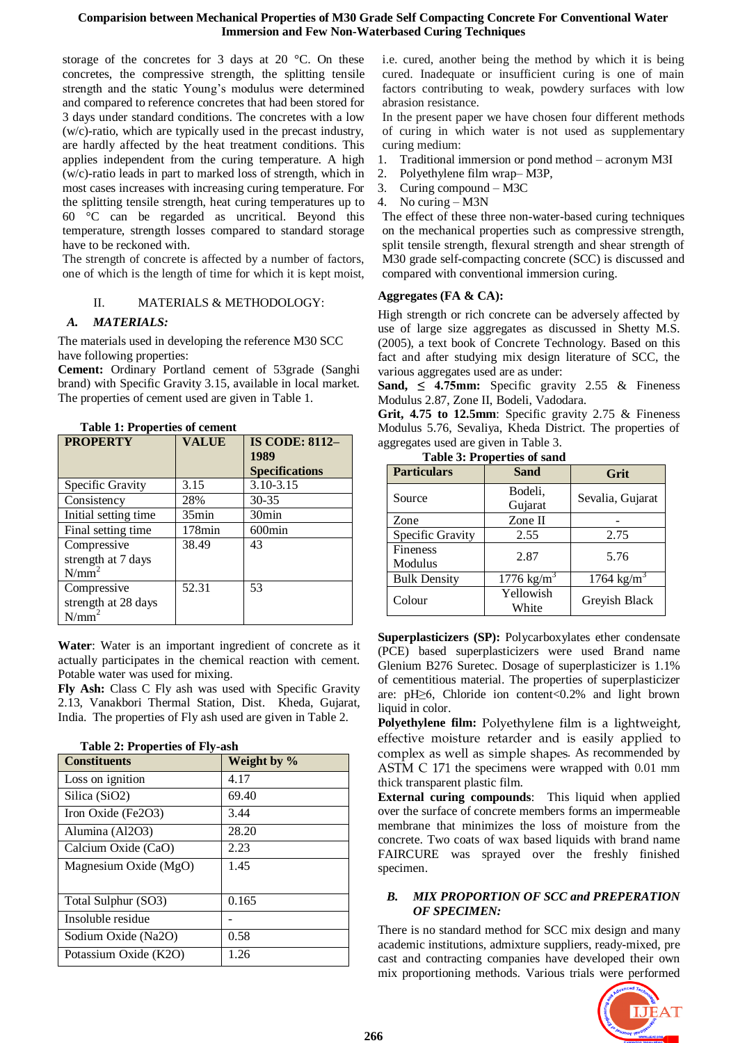storage of the concretes for 3 days at 20 °C. On these concretes, the compressive strength, the splitting tensile strength and the static Young's modulus were determined and compared to reference concretes that had been stored for 3 days under standard conditions. The concretes with a low (w/c)-ratio, which are typically used in the precast industry, are hardly affected by the heat treatment conditions. This applies independent from the curing temperature. A high (w/c)-ratio leads in part to marked loss of strength, which in most cases increases with increasing curing temperature. For the splitting tensile strength, heat curing temperatures up to 60 °C can be regarded as uncritical. Beyond this temperature, strength losses compared to standard storage have to be reckoned with.

The strength of concrete is affected by a number of factors, one of which is the length of time for which it is kept moist, i.e. cured, another being the method by which it is being cured. Inadequate or insufficient curing is one of main factors contributing to weak, powdery surfaces with low abrasion resistance.

In the present paper we have chosen four different methods of curing in which water is not used as supplementary curing medium:

1. Traditional immersion or pond method – acronym M3I
2. Polyethylene film wrap– M3P,
3. Curing compound – M3C
4. No curing – M3N

The effect of these three non-water-based curing techniques on the mechanical properties such as compressive strength, split tensile strength, flexural strength and shear strength of M30 grade self-compacting concrete (SCC) is discussed and compared with conventional immersion curing.

## II. MATERIALS & METHODOLOGY:

### *A. MATERIALS:*

The materials used in developing the reference M30 SCC have following properties:

**Cement:** Ordinary Portland cement of 53grade (Sanghi brand) with Specific Gravity 3.15, available in local market. The properties of cement used are given in Table 1.

**Table 1: Properties of cement**

| PROPERTY | VALUE | IS CODE: 8112–1989 Specifications |
|---|---|---|
| Specific Gravity | 3.15 | 3.10-3.15 |
| Consistency | 28% | 30-35 |
| Initial setting time | 35min | 30min |
| Final setting time | 178min | 600min |
| Compressive strength at 7 days $N/mm^2$ | 38.49 | 43 |
| Compressive strength at 28 days $N/mm^2$ | 52.31 | 53 |

**Water**: Water is an important ingredient of concrete as it actually participates in the chemical reaction with cement. Potable water was used for mixing.

**Fly Ash:** Class C Fly ash was used with Specific Gravity 2.13, Vanakbori Thermal Station, Dist. Kheda, Gujarat, India. The properties of Fly ash used are given in Table 2.

**Table 2: Properties of Fly-ash**

| Constituents | Weight by % |
|---|---|
| Loss on ignition | 4.17 |
| Silica ($SiO_2$) | 69.40 |
| Iron Oxide ($Fe_2O_3$) | 3.44 |
| Alumina ($Al_2O_3$) | 28.20 |
| Calcium Oxide (CaO) | 2.23 |
| Magnesium Oxide (MgO) | 1.45 |
| Total Sulphur ($SO_3$) | 0.165 |
| Insoluble residue | - |
| Sodium Oxide ($Na_2O$) | 0.58 |
| Potassium Oxide ($K_2O$) | 1.26 |

**Aggregates (FA & CA):**

High strength or rich concrete can be adversely affected by use of large size aggregates as discussed in Shetty M.S. (2005), a text book of Concrete Technology. Based on this fact and after studying mix design literature of SCC, the various aggregates used are as under:

**Sand, ≤ 4.75mm:** Specific gravity 2.55 & Fineness Modulus 2.87, Zone II, Bodeli, Vadodara.

**Grit, 4.75 to 12.5mm**: Specific gravity 2.75 & Fineness Modulus 5.76, Sevaliya, Kheda District. The properties of aggregates used are given in Table 3.

**Table 3: Properties of sand**

| Particulars | Sand | Grit |
|---|---|---|
| Source | Bodeli, Gujarat | Sevalia, Gujarat |
| Zone | Zone II | - |
| Specific Gravity | 2.55 | 2.75 |
| Fineness Modulus | 2.87 | 5.76 |
| Bulk Density | 1776 $kg/m^3$ | 1764 $kg/m^3$ |
| Colour | Yellowish White | Greyish Black |

**Superplasticizers (SP):** Polycarboxylates ether condensate (PCE) based superplasticizers were used Brand name Glenium B276 Suretec. Dosage of superplasticizer is 1.1% of cementitious material. The properties of superplasticizer are: pH≥6, Chloride ion content<0.2% and light brown liquid in color.

**Polyethylene film:** Polyethylene film is a lightweight, effective moisture retarder and is easily applied to complex as well as simple shapes. As recommended by ASTM C 171 the specimens were wrapped with 0.01 mm thick transparent plastic film.

**External curing compounds**: This liquid when applied over the surface of concrete members forms an impermeable membrane that minimizes the loss of moisture from the concrete. Two coats of wax based liquids with brand name FAIRCURE was sprayed over the freshly finished specimen.

### *B. MIX PROPORTION OF SCC and PREPERATION OF SPECIMEN:*

There is no standard method for SCC mix design and many academic institutions, admixture suppliers, ready-mixed, pre cast and contracting companies have developed their own mix proportioning methods. Various trials were performed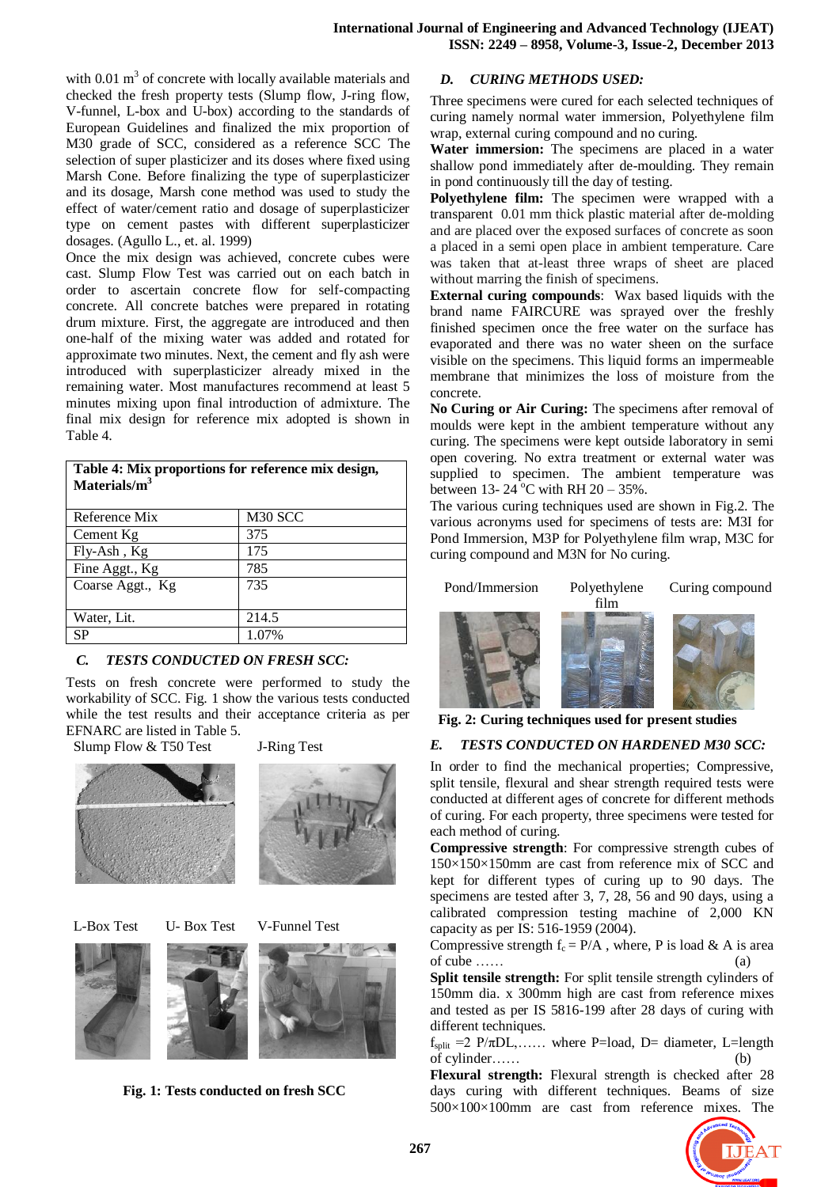with 0.01 $m^3$ of concrete with locally available materials and checked the fresh property tests (Slump flow, J-ring flow, V-funnel, L-box and U-box) according to the standards of European Guidelines and finalized the mix proportion of M30 grade of SCC, considered as a reference SCC The selection of super plasticizer and its doses where fixed using Marsh Cone. Before finalizing the type of superplasticizer and its dosage, Marsh cone method was used to study the effect of water/cement ratio and dosage of superplasticizer type on cement pastes with different superplasticizer dosages. (Agullo L., et. al. 1999)

Once the mix design was achieved, concrete cubes were cast. Slump Flow Test was carried out on each batch in order to ascertain concrete flow for self-compacting concrete. All concrete batches were prepared in rotating drum mixture. First, the aggregate are introduced and then one-half of the mixing water was added and rotated for approximate two minutes. Next, the cement and fly ash were introduced with superplasticizer already mixed in the remaining water. Most manufactures recommend at least 5 minutes mixing upon final introduction of admixture. The final mix design for reference mix adopted is shown in Table 4.

**Table 4: Mix proportions for reference mix design, Materials/$m^3$**

| Reference Mix | M30 SCC |
|---|---|
| Cement Kg | 375 |
| Fly-Ash , Kg | 175 |
| Fine Aggt., Kg | 785 |
| Coarse Aggt., Kg | 735 |
| Water, Lit. | 214.5 |
| SP | 1.07% |

### *C. TESTS CONDUCTED ON FRESH SCC:*

Tests on fresh concrete were performed to study the workability of SCC. Fig. 1 show the various tests conducted while the test results and their acceptance criteria as per EFNARC are listed in Table 5.

Slump Flow & T50 Test J-Ring Test

L-Box Test U- Box Test V-Funnel Test

**Fig. 1: Tests conducted on fresh SCC**

### *D. CURING METHODS USED:*

Three specimens were cured for each selected techniques of curing namely normal water immersion, Polyethylene film wrap, external curing compound and no curing.

**Water immersion:** The specimens are placed in a water shallow pond immediately after de-moulding. They remain in pond continuously till the day of testing.

**Polyethylene film:** The specimen were wrapped with a transparent 0.01 mm thick plastic material after de-molding and are placed over the exposed surfaces of concrete as soon a placed in a semi open place in ambient temperature. Care was taken that at-least three wraps of sheet are placed without marring the finish of specimens.

**External curing compounds**: Wax based liquids with the brand name FAIRCURE was sprayed over the freshly finished specimen once the free water on the surface has evaporated and there was no water sheen on the surface visible on the specimens. This liquid forms an impermeable membrane that minimizes the loss of moisture from the concrete.

**No Curing or Air Curing:** The specimens after removal of moulds were kept in the ambient temperature without any curing. The specimens were kept outside laboratory in semi open covering. No extra treatment or external water was supplied to specimen. The ambient temperature was between 13- 24 °C with RH 20 – 35%.

The various curing techniques used are shown in Fig.2. The various acronyms used for specimens of tests are: M3I for Pond Immersion, M3P for Polyethylene film wrap, M3C for curing compound and M3N for No curing.

Pond/Immersion Polyethylene film Curing compound

**Fig. 2: Curing techniques used for present studies**

### *E. TESTS CONDUCTED ON HARDENED M30 SCC:*

In order to find the mechanical properties; Compressive, split tensile, flexural and shear strength required tests were conducted at different ages of concrete for different methods of curing. For each property, three specimens were tested for each method of curing.

**Compressive strength**: For compressive strength cubes of 150×150×150mm are cast from reference mix of SCC and kept for different types of curing up to 90 days. The specimens are tested after 3, 7, 28, 56 and 90 days, using a calibrated compression testing machine of 2,000 KN capacity as per IS: 516-1959 (2004).

Compressive strength $f_c = P/A$ , where, P is load & A is area of cube …… (a)

**Split tensile strength:** For split tensile strength cylinders of 150mm dia. x 300mm high are cast from reference mixes and tested as per IS 5816-199 after 28 days of curing with different techniques.

$f_{split} = 2\ P/\pi DL$,…… where P=load, D= diameter, L=length of cylinder…… (b)

**Flexural strength:** Flexural strength is checked after 28 days curing with different techniques. Beams of size 500×100×100mm are cast from reference mixes. The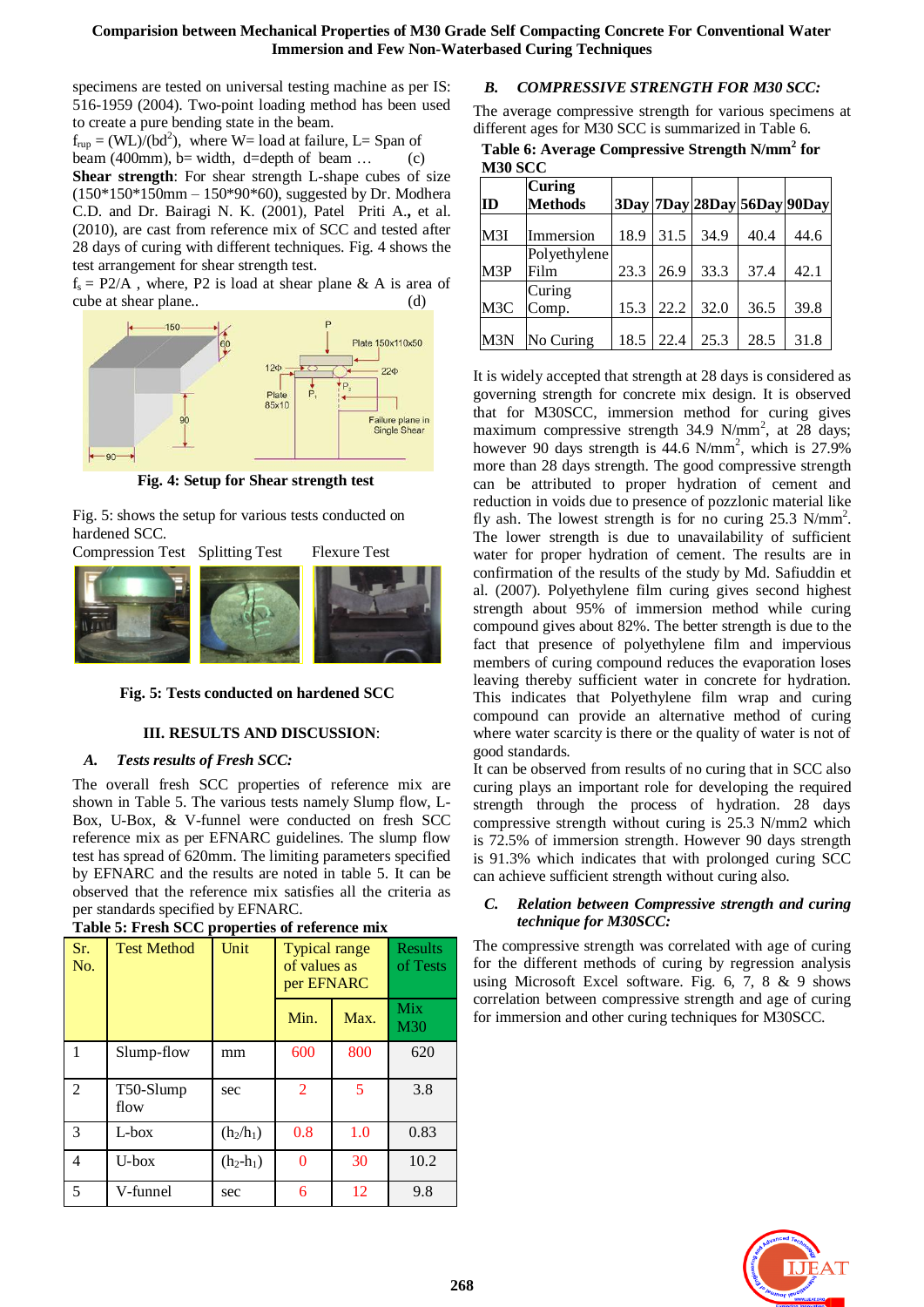specimens are tested on universal testing machine as per IS: 516-1959 (2004). Two-point loading method has been used to create a pure bending state in the beam.

$f_{rup} = (WL)/(bd^2)$, where W= load at failure, L= Span of beam (400mm), b= width, d=depth of beam … (c)

**Shear strength**: For shear strength L-shape cubes of size (150*150*150mm – 150*90*60), suggested by Dr. Modhera C.D. and Dr. Bairagi N. K. (2001), Patel Priti A., et al. (2010), are cast from reference mix of SCC and tested after 28 days of curing with different techniques. Fig. 4 shows the test arrangement for shear strength test.

$f_s = P2/A$, where, P2 is load at shear plane & A is area of cube at shear plane.. (d)

**Fig. 4: Setup for Shear strength test**

Fig. 5: shows the setup for various tests conducted on hardened SCC.

Compression Test Splitting Test Flexure Test

**Fig. 5: Tests conducted on hardened SCC**

## III. RESULTS AND DISCUSSION:

### *A. Tests results of Fresh SCC:*

The overall fresh SCC properties of reference mix are shown in Table 5. The various tests namely Slump flow, L-Box, U-Box, & V-funnel were conducted on fresh SCC reference mix as per EFNARC guidelines. The slump flow test has spread of 620mm. The limiting parameters specified by EFNARC and the results are noted in table 5. It can be observed that the reference mix satisfies all the criteria as per standards specified by EFNARC.

**Table 5: Fresh SCC properties of reference mix**

| Sr. No. | Test Method | Unit | Typical range of values as per EFNARC | | Results of Tests |
|---|---|---|---|---|---|
| | | | Min. | Max. | Mix M30 |
| 1 | Slump-flow | mm | 600 | 800 | 620 |
| 2 | T50-Slump flow | sec | 2 | 5 | 3.8 |
| 3 | L-box | $(h_2/h_1)$ | 0.8 | 1.0 | 0.83 |
| 4 | U-box | $(h_2\text{-}h_1)$ | 0 | 30 | 10.2 |
| 5 | V-funnel | sec | 6 | 12 | 9.8 |

### *B. COMPRESSIVE STRENGTH FOR M30 SCC:*

The average compressive strength for various specimens at different ages for M30 SCC is summarized in Table 6.

**Table 6: Average Compressive Strength N/mm² for M30 SCC**

| ID | Curing Methods | 3Day | 7Day | 28Day | 56Day | 90Day |
|---|---|---|---|---|---|---|
| M3I | Immersion | 18.9 | 31.5 | 34.9 | 40.4 | 44.6 |
| M3P | Polyethylene Film | 23.3 | 26.9 | 33.3 | 37.4 | 42.1 |
| M3C | Curing Comp. | 15.3 | 22.2 | 32.0 | 36.5 | 39.8 |
| M3N | No Curing | 18.5 | 22.4 | 25.3 | 28.5 | 31.8 |

It is widely accepted that strength at 28 days is considered as governing strength for concrete mix design. It is observed that for M30SCC, immersion method for curing gives maximum compressive strength 34.9 N/mm², at 28 days; however 90 days strength is 44.6 N/mm², which is 27.9% more than 28 days strength. The good compressive strength can be attributed to proper hydration of cement and reduction in voids due to presence of pozzlonic material like fly ash. The lowest strength is for no curing 25.3 N/mm². The lower strength is due to unavailability of sufficient water for proper hydration of cement. The results are in confirmation of the results of the study by Md. Safiuddin et al. (2007). Polyethylene film curing gives second highest strength about 95% of immersion method while curing compound gives about 82%. The better strength is due to the fact that presence of polyethylene film and impervious members of curing compound reduces the evaporation loses leaving thereby sufficient water in concrete for hydration. This indicates that Polyethylene film wrap and curing compound can provide an alternative method of curing where water scarcity is there or the quality of water is not of good standards.

It can be observed from results of no curing that in SCC also curing plays an important role for developing the required strength through the process of hydration. 28 days compressive strength without curing is 25.3 N/mm2 which is 72.5% of immersion strength. However 90 days strength is 91.3% which indicates that with prolonged curing SCC can achieve sufficient strength without curing also.

### *C. Relation between Compressive strength and curing technique for M30SCC:*

The compressive strength was correlated with age of curing for the different methods of curing by regression analysis using Microsoft Excel software. Fig. 6, 7, 8 & 9 shows correlation between compressive strength and age of curing for immersion and other curing techniques for M30SCC.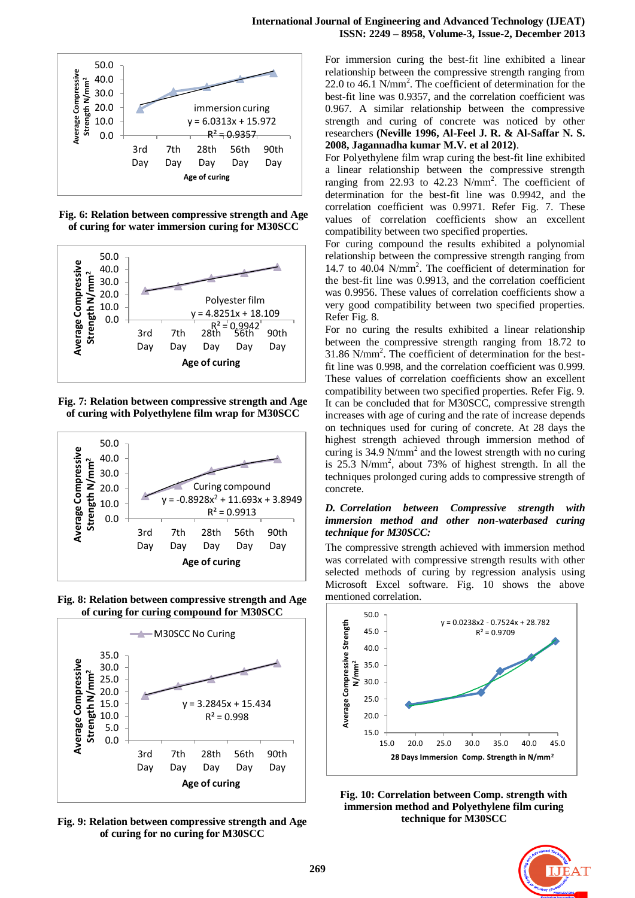Fig. 6: Relation between compressive strength and Age of curing for water immersion curing for M30SCC

Fig. 7: Relation between compressive strength and Age of curing with Polyethylene film wrap for M30SCC

Fig. 8: Relation between compressive strength and Age of curing for curing compound for M30SCC

Fig. 9: Relation between compressive strength and Age of curing for no curing for M30SCC

For immersion curing the best-fit line exhibited a linear relationship between the compressive strength ranging from 22.0 to 46.1 $N/mm^2$. The coefficient of determination for the best-fit line was 0.9357, and the correlation coefficient was 0.967. A similar relationship between the compressive strength and curing of concrete was noticed by other researchers **(Neville 1996, Al-Feel J. R. & Al-Saffar N. S. 2008, Jagannadha kumar M.V. et al 2012)**.

For Polyethylene film wrap curing the best-fit line exhibited a linear relationship between the compressive strength ranging from 22.93 to 42.23 $N/mm^2$. The coefficient of determination for the best-fit line was 0.9942, and the correlation coefficient was 0.9971. Refer Fig. 7. These values of correlation coefficients show an excellent compatibility between two specified properties.

For curing compound the results exhibited a polynomial relationship between the compressive strength ranging from 14.7 to 40.04 $N/mm^2$. The coefficient of determination for the best-fit line was 0.9913, and the correlation coefficient was 0.9956. These values of correlation coefficients show a very good compatibility between two specified properties. Refer Fig. 8.

For no curing the results exhibited a linear relationship between the compressive strength ranging from 18.72 to 31.86 $N/mm^2$. The coefficient of determination for the best-fit line was 0.998, and the correlation coefficient was 0.999. These values of correlation coefficients show an excellent compatibility between two specified properties. Refer Fig. 9.

It can be concluded that for M30SCC, compressive strength increases with age of curing and the rate of increase depends on techniques used for curing of concrete. At 28 days the highest strength achieved through immersion method of curing is 34.9 $N/mm^2$ and the lowest strength with no curing is 25.3 $N/mm^2$, about 73% of highest strength. In all the techniques prolonged curing adds to compressive strength of concrete.

### *D. Correlation between Compressive strength with immersion method and other non-waterbased curing technique for M30SCC:*

The compressive strength achieved with immersion method was correlated with compressive strength results with other selected methods of curing by regression analysis using Microsoft Excel software. Fig. 10 shows the above mentioned correlation.

Fig. 10: Correlation between Comp. strength with immersion method and Polyethylene film curing technique for M30SCC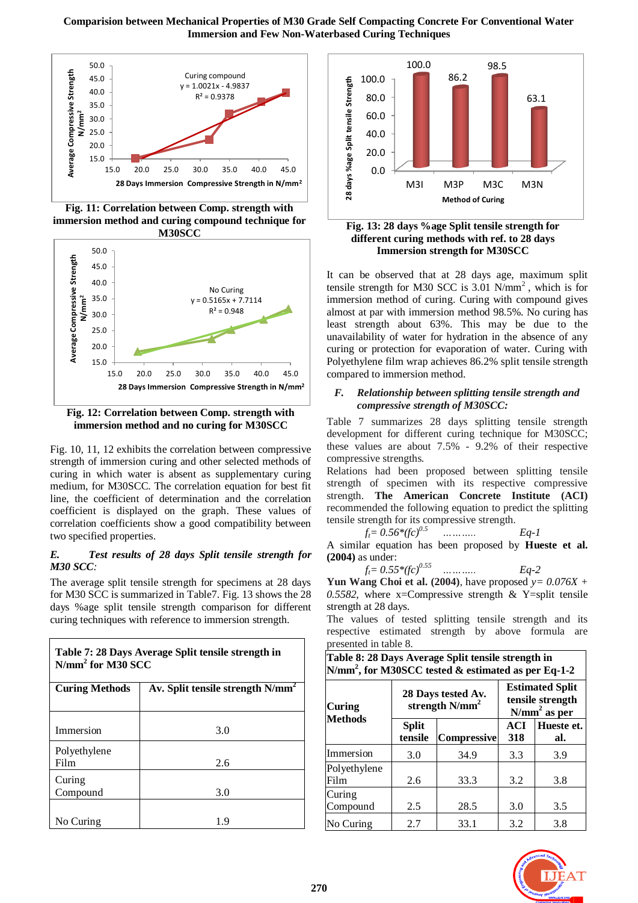Fig. 11: Correlation between Comp. strength with immersion method and curing compound technique for M30SCC

Fig. 12: Correlation between Comp. strength with immersion method and no curing for M30SCC

Fig. 10, 11, 12 exhibits the correlation between compressive strength of immersion curing and other selected methods of curing in which water is absent as supplementary curing medium, for M30SCC. The correlation equation for best fit line, the coefficient of determination and the correlation coefficient is displayed on the graph. These values of correlation coefficients show a good compatibility between two specified properties.

### *E. Test results of 28 days Split tensile strength for M30 SCC:*

The average split tensile strength for specimens at 28 days for M30 SCC is summarized in Table7. Fig. 13 shows the 28 days %age split tensile strength comparison for different curing techniques with reference to immersion strength.

**Table 7: 28 Days Average Split tensile strength in N/mm$^2$ for M30 SCC**

| Curing Methods | Av. Split tensile strength N/mm$^2$ |
|---|---|
| Immersion | 3.0 |
| Polyethylene Film | 2.6 |
| Curing Compound | 3.0 |
| No Curing | 1.9 |

Fig. 13: 28 days %age Split tensile strength for different curing methods with ref. to 28 days Immersion strength for M30SCC

It can be observed that at 28 days age, maximum split tensile strength for M30 SCC is 3.01 N/mm$^2$, which is for immersion method of curing. Curing with compound gives almost at par with immersion method 98.5%. No curing has least strength about 63%. This may be due to the unavailability of water for hydration in the absence of any curing or protection for evaporation of water. Curing with Polyethylene film wrap achieves 86.2% split tensile strength compared to immersion method.

### *F. Relationship between splitting tensile strength and compressive strength of M30SCC:*

Table 7 summarizes 28 days splitting tensile strength development for different curing technique for M30SCC; these values are about 7.5% - 9.2% of their respective compressive strengths.

Relations had been proposed between splitting tensile strength of specimen with its respective compressive strength. **The American Concrete Institute (ACI)** recommended the following equation to predict the splitting tensile strength for its compressive strength.

$$f_t = 0.56*(fc)^{0.5} \quad \text{.......... Eq-1}$$

A similar equation has been proposed by **Hueste et al. (2004)** as under:

$$f_t = 0.55*(fc)^{0.55} \quad \text{.......... Eq-2}$$

**Yun Wang Choi et al. (2004)**, have proposed *$y = 0.076X + 0.5582$*, where x=Compressive strength & Y=split tensile strength at 28 days.

The values of tested splitting tensile strength and its respective estimated strength by above formula are presented in table 8.

**Table 8: 28 Days Average Split tensile strength in N/mm$^2$, for M30SCC tested & estimated as per Eq-1-2**

| Curing Methods | 28 Days tested Av. strength N/mm$^2$ | | Estimated Split tensile strength N/mm$^2$ as per | |
|---|---|---|---|---|
| | Split tensile | Compressive | ACI 318 | Hueste et. al. |
| Immersion | 3.0 | 34.9 | 3.3 | 3.9 |
| Polyethylene Film | 2.6 | 33.3 | 3.2 | 3.8 |
| Curing Compound | 2.5 | 28.5 | 3.0 | 3.5 |
| No Curing | 2.7 | 33.1 | 3.2 | 3.8 |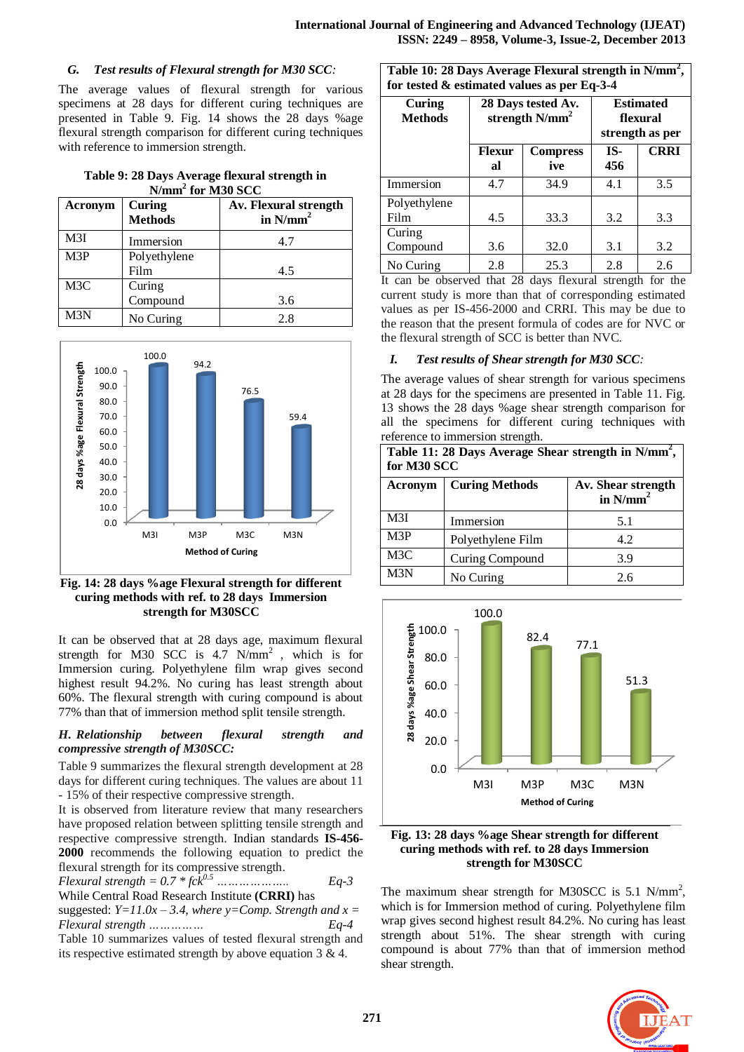### *G. Test results of Flexural strength for M30 SCC:*

The average values of flexural strength for various specimens at 28 days for different curing techniques are presented in Table 9. Fig. 14 shows the 28 days %age flexural strength comparison for different curing techniques with reference to immersion strength.

**Table 9: 28 Days Average flexural strength in $N/mm^2$ for M30 SCC**

| Acronym | Curing Methods | Av. Flexural strength in $N/mm^2$ |
|---|---|---|
| M3I | Immersion | 4.7 |
| M3P | Polyethylene Film | 4.5 |
| M3C | Curing Compound | 3.6 |
| M3N | No Curing | 2.8 |

**Fig. 14: 28 days %age Flexural strength for different curing methods with ref. to 28 days Immersion strength for M30SCC**

It can be observed that at 28 days age, maximum flexural strength for M30 SCC is 4.7 $N/mm^2$ , which is for Immersion curing. Polyethylene film wrap gives second highest result 94.2%. No curing has least strength about 60%. The flexural strength with curing compound is about 77% than that of immersion method split tensile strength.

### *H. Relationship between flexural strength and compressive strength of M30SCC:*

Table 9 summarizes the flexural strength development at 28 days for different curing techniques. The values are about 11 - 15% of their respective compressive strength.

It is observed from literature review that many researchers have proposed relation between splitting tensile strength and respective compressive strength. Indian standards **IS-456-2000** recommends the following equation to predict the flexural strength for its compressive strength.

*Flexural strength* $= 0.7 * fck^{0.5}$ ………………… *Eq-3*

While Central Road Research Institute **(CRRI)** has suggested: *$Y=11.0x - 3.4$, where y=Comp. Strength and x = Flexural strength* …………… *Eq-4*

Table 10 summarizes values of tested flexural strength and its respective estimated strength by above equation 3 & 4.

**Table 10: 28 Days Average Flexural strength in $N/mm^2$, for tested & estimated values as per Eq-3-4**

| Curing Methods | 28 Days tested Av. strength $N/mm^2$ | | Estimated flexural strength as per | |
|---|---|---|---|---|
| | Flexural | Compressive | IS-456 | CRRI |
| Immersion | 4.7 | 34.9 | 4.1 | 3.5 |
| Polyethylene Film | 4.5 | 33.3 | 3.2 | 3.3 |
| Curing Compound | 3.6 | 32.0 | 3.1 | 3.2 |
| No Curing | 2.8 | 25.3 | 2.8 | 2.6 |

It can be observed that 28 days flexural strength for the current study is more than that of corresponding estimated values as per IS-456-2000 and CRRI. This may be due to the reason that the present formula of codes are for NVC or the flexural strength of SCC is better than NVC.

### *I. Test results of Shear strength for M30 SCC:*

The average values of shear strength for various specimens at 28 days for the specimens are presented in Table 11. Fig. 13 shows the 28 days %age shear strength comparison for all the specimens for different curing techniques with reference to immersion strength.

**Table 11: 28 Days Average Shear strength in $N/mm^2$, for M30 SCC**

| Acronym | Curing Methods | Av. Shear strength in $N/mm^2$ |
|---|---|---|
| M3I | Immersion | 5.1 |
| M3P | Polyethylene Film | 4.2 |
| M3C | Curing Compound | 3.9 |
| M3N | No Curing | 2.6 |

**Fig. 13: 28 days %age Shear strength for different curing methods with ref. to 28 days Immersion strength for M30SCC**

The maximum shear strength for M30SCC is 5.1 $N/mm^2$, which is for Immersion method of curing. Polyethylene film wrap gives second highest result 84.2%. No curing has least strength about 51%. The shear strength with curing compound is about 77% than that of immersion method shear strength.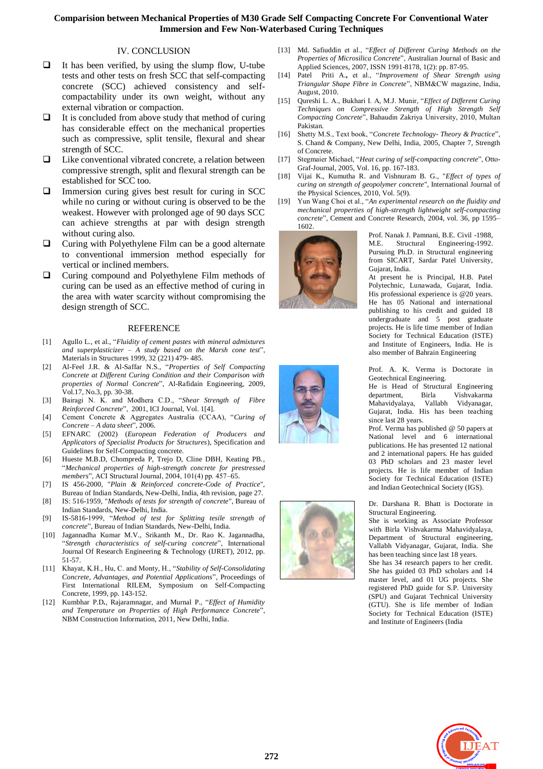## IV. CONCLUSION

- It has been verified, by using the slump flow, U-tube tests and other tests on fresh SCC that self-compacting concrete (SCC) achieved consistency and self-compactability under its own weight, without any external vibration or compaction.
- It is concluded from above study that method of curing has considerable effect on the mechanical properties such as compressive, split tensile, flexural and shear strength of SCC.
- Like conventional vibrated concrete, a relation between compressive strength, split and flexural strength can be established for SCC too.
- Immersion curing gives best result for curing in SCC while no curing or without curing is observed to be the weakest. However with prolonged age of 90 days SCC can achieve strengths at par with design strength without curing also.
- Curing with Polyethylene Film can be a good alternate to conventional immersion method especially for vertical or inclined members.
- Curing compound and Polyethylene Film methods of curing can be used as an effective method of curing in the area with water scarcity without compromising the design strength of SCC.

## REFERENCE

[1] Agullo L., et al., "*Fluidity of cement pastes with mineral admixtures and superplasticizer – A study based on the Marsh cone test*", Materials in Structures 1999, 32 (221) 479- 485.

[2] Al-Feel J.R. & Al-Saffar N.S., "*Properties of Self Compacting Concrete at Different Curing Condition and their Comparison with properties of Normal Concrete*", Al-Rafidain Engineering, 2009, Vol.17, No.3, pp. 30-38.

[3] Bairagi N. K. and Modhera C.D., "*Shear Strength of Fibre Reinforced Concrete*", 2001, ICI Journal, Vol. 1[4].

[4] Cement Concrete & Aggregates Australia (CCAA), "*Curing of Concrete – A data sheet*", 2006.

[5] EFNARC (2002) (*European Federation of Producers and Applicators of Specialist Products for Structures*), Specification and Guidelines for Self-Compacting concrete.

[6] Hueste M.B.D, Chompreda P, Trejo D, Cline DBH, Keating PB., "*Mechanical properties of high-strength concrete for prestressed members*", ACI Structural Journal, 2004, 101(4) pp. 457–65.

[7] IS 456-2000, "*Plain & Reinforced concrete-Code of Practice*", Bureau of Indian Standards, New-Delhi, India, 4th revision, page 27.

[8] IS: 516-1959, "*Methods of tests for strength of concrete*", Bureau of Indian Standards, New-Delhi, India.

[9] IS-5816-1999, "*Method of test for Splitting tesile strength of concrete*", Bureau of Indian Standards, New-Delhi, India.

[10] Jagannadha Kumar M.V., Srikanth M., Dr. Rao K. Jagannadha, "*Strength characteristics of self-curing concrete*", International Journal Of Research Engineering & Technology (IJRET), 2012, pp. 51-57.

[11] Khayat, K.H., Hu, C. and Monty, H., "*Stability of Self-Consolidating Concrete, Advantages, and Potential Applications*", Proceedings of First International RILEM, Symposium on Self-Compacting Concrete, 1999, pp. 143-152.

[12] Kumbhar P.D., Rajaramnagar, and Murnal P., "*Effect of Humidity and Temperature on Properties of High Performance Concrete*", NBM Construction Information, 2011, New Delhi, India.

[13] Md. Safiuddin et al., "*Effect of Different Curing Methods on the Properties of Microsilica Concrete*", Australian Journal of Basic and Applied Sciences, 2007, ISSN 1991-8178, 1(2): pp. 87-95.

[14] Patel Priti A., et al., "*Improvement of Shear Strength using Triangular Shape Fibre in Concrete*", NBM&CW magazine, India, August, 2010.

[15] Qureshi L. A., Bukhari I. A, M.J. Munir, "*Effect of Different Curing Techniques on Compressive Strength of High Strength Self Compacting Concrete*", Bahaudin Zakriya University, 2010, Multan Pakistan.

[16] Shetty M.S., Text book, "*Concrete Technology- Theory & Practice*", S. Chand & Company, New Delhi, India, 2005, Chapter 7, Strength of Concrete.

[17] Stegmaier Michael, "*Heat curing of self-compacting concrete*", Otto-Graf-Journal, 2005, Vol. 16, pp. 167-183.

[18] Vijai K., Kumutha R. and Vishnuram B. G., "*Effect of types of curing on strength of geopolymer concrete*", International Journal of the Physical Sciences, 2010, Vol. 5(9).

[19] Yun Wang Choi et al., "*An experimental research on the fluidity and mechanical properties of high-strength lightweight self-compacting concrete*", Cement and Concrete Research, 2004, vol. 36, pp 1595–1602.

Prof. Nanak J. Pamnani, B.E. Civil -1988, M.E. Structural Engineering-1992. Pursuing Ph.D. in Structural engineering from SICART, Sardar Patel University, Gujarat, India.
At present he is Principal, H.B. Patel Polytechnic, Lunawada, Gujarat, India. His professional experience is @20 years. He has 05 National and international publishing to his credit and guided 18 undergraduate and 5 post graduate projects. He is life time member of Indian Society for Technical Education (ISTE) and Institute of Engineers, India. He is also member of Bahrain Engineering

Prof. A. K. Verma is Doctorate in Geotechnical Engineering.
He is Head of Structural Engineering department, Birla Vishvakarma Mahavidyalaya, Vallabh Vidyanagar, Gujarat, India. His has been teaching since last 28 years.
Prof. Verma has published @ 50 papers at National level and 6 international publications. He has presented 12 national and 2 international papers. He has guided 03 PhD scholars and 23 master level projects. He is life member of Indian Society for Technical Education (ISTE) and Indian Geotechnical Society (IGS).

Dr. Darshana R. Bhatt is Doctorate in Structural Engineering.
She is working as Associate Professor with Birla Vishvakarma Mahavidyalaya, Department of Structural engineering, Vallabh Vidyanagar, Gujarat, India. She has been teaching since last 18 years.
She has 34 research papers to her credit. She has guided 03 PhD scholars and 14 master level, and 01 UG projects. She registered PhD guide for S.P. University (SPU) and Gujarat Technical University (GTU). She is life member of Indian Society for Technical Education (ISTE) and Institute of Engineers (India